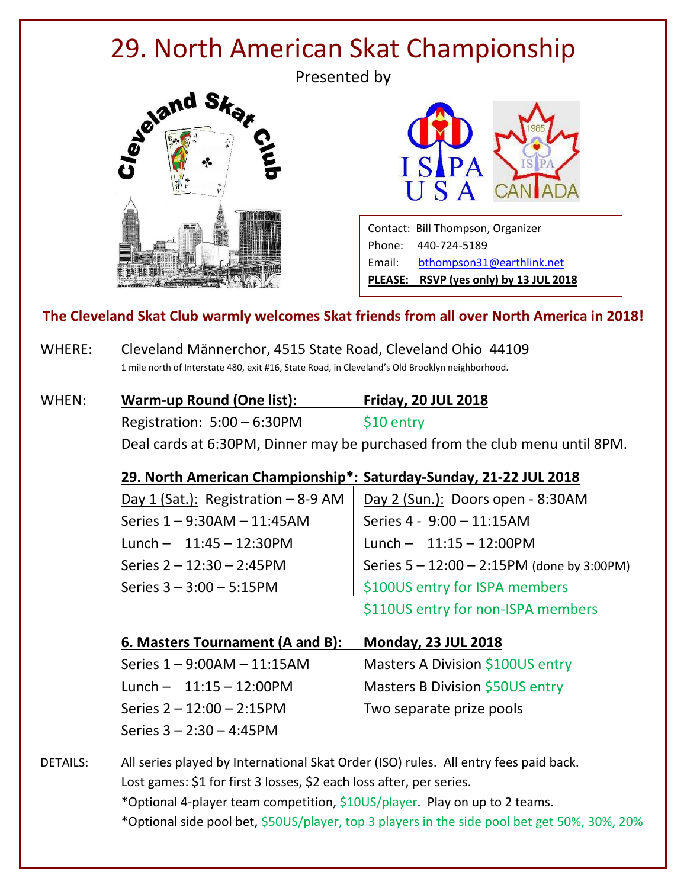# 29. North American Skat Championship

Presented by

Cleveland Skat Club

ISPA USA | ISPA CANADA 1985

Contact: Bill Thompson, Organizer
Phone: 440-724-5189
Email: bthompson31@earthlink.net
**PLEASE: RSVP (yes only) by 13 JUL 2018**

**The Cleveland Skat Club warmly welcomes Skat friends from all over North America in 2018!**

WHERE: Cleveland Männerchor, 4515 State Road, Cleveland Ohio 44109
1 mile north of Interstate 480, exit #16, State Road, in Cleveland's Old Brooklyn neighborhood.

WHEN: **Warm-up Round (One list): Friday, 20 JUL 2018**

Registration: 5:00 – 6:30PM — $10 entry

Deal cards at 6:30PM, Dinner may be purchased from the club menu until 8PM.

**29. North American Championship*: Saturday-Sunday, 21-22 JUL 2018**

| Day 1 (Sat.): Registration – 8-9 AM | Day 2 (Sun.): Doors open - 8:30AM |
|---|---|
| Series 1 – 9:30AM – 11:45AM | Series 4 - 9:00 – 11:15AM |
| Lunch – 11:45 – 12:30PM | Lunch – 11:15 – 12:00PM |
| Series 2 – 12:30 – 2:45PM | Series 5 – 12:00 – 2:15PM (done by 3:00PM) |
| Series 3 – 3:00 – 5:15PM | $100US entry for ISPA members |
| | $110US entry for non-ISPA members |

**6. Masters Tournament (A and B): Monday, 23 JUL 2018**

| | |
|---|---|
| Series 1 – 9:00AM – 11:15AM | Masters A Division $100US entry |
| Lunch – 11:15 – 12:00PM | Masters B Division $50US entry |
| Series 2 – 12:00 – 2:15PM | Two separate prize pools |
| Series 3 – 2:30 – 4:45PM | |

DETAILS: All series played by International Skat Order (ISO) rules. All entry fees paid back.
Lost games: $1 for first 3 losses, $2 each loss after, per series.
*Optional 4-player team competition, $10US/player. Play on up to 2 teams.
*Optional side pool bet, $50US/player, top 3 players in the side pool bet get 50%, 30%, 20%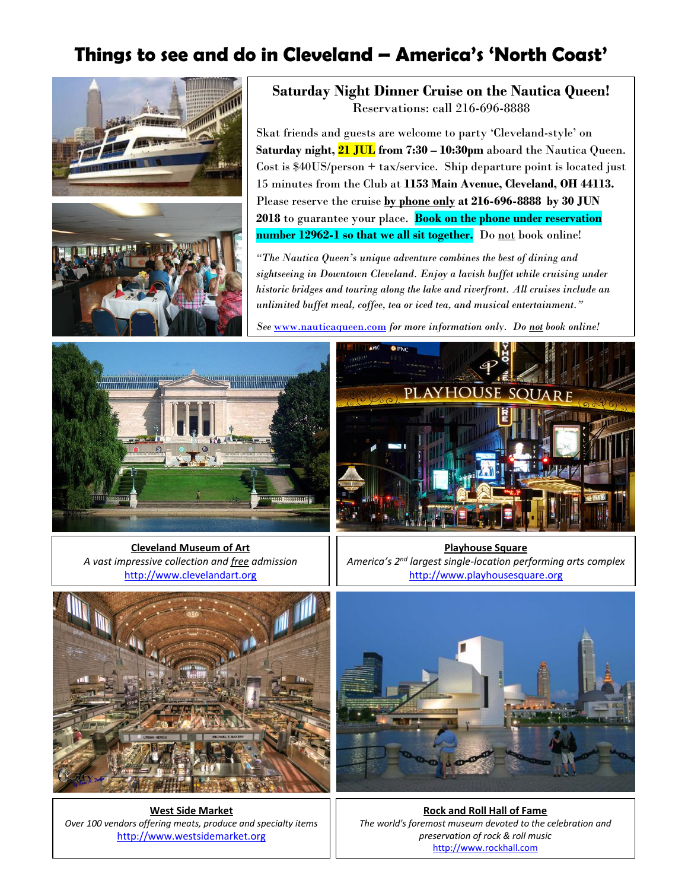# Things to see and do in Cleveland – America's 'North Coast'

## Saturday Night Dinner Cruise on the Nautica Queen!

Reservations: call 216-696-8888

Skat friends and guests are welcome to party 'Cleveland-style' on **Saturday night, 21 JUL from 7:30 – 10:30pm** aboard the Nautica Queen. Cost is $40US/person + tax/service. Ship departure point is located just 15 minutes from the Club at **1153 Main Avenue, Cleveland, OH 44113.** Please reserve the cruise **by phone only at 216-696-8888 by 30 JUN 2018** to guarantee your place. **Book on the phone under reservation number 12962-I so that we all sit together.** Do not book online!

*"The Nautica Queen's unique adventure combines the best of dining and sightseeing in Downtown Cleveland. Enjoy a lavish buffet while cruising under historic bridges and touring along the lake and riverfront. All cruises include an unlimited buffet meal, coffee, tea or iced tea, and musical entertainment."*

*See* www.nauticaqueen.com *for more information only. Do not book online!*

**Cleveland Museum of Art**
*A vast impressive collection and free admission*
http://www.clevelandart.org

**Playhouse Square**
*America's 2nd largest single-location performing arts complex*
http://www.playhousesquare.org

**West Side Market**
*Over 100 vendors offering meats, produce and specialty items*
http://www.westsidemarket.org

**Rock and Roll Hall of Fame**
*The world's foremost museum devoted to the celebration and preservation of rock & roll music*
http://www.rockhall.com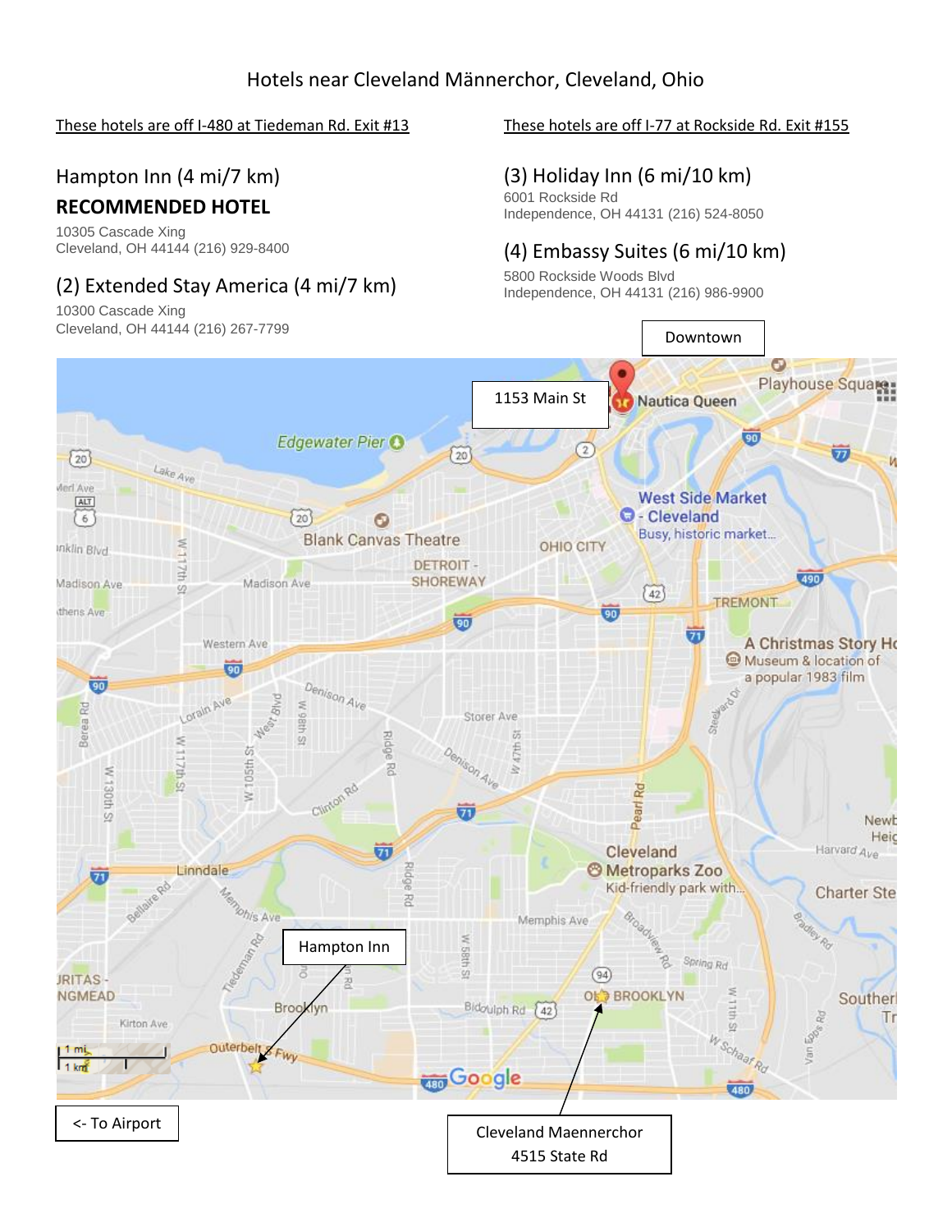# Hotels near Cleveland Männerchor, Cleveland, Ohio

These hotels are off I-480 at Tiedeman Rd. Exit #13

## Hampton Inn (4 mi/7 km)

**RECOMMENDED HOTEL**

10305 Cascade Xing
Cleveland, OH 44144 (216) 929-8400

## (2) Extended Stay America (4 mi/7 km)

10300 Cascade Xing
Cleveland, OH 44144 (216) 267-7799

These hotels are off I-77 at Rockside Rd. Exit #155

## (3) Holiday Inn (6 mi/10 km)

6001 Rockside Rd
Independence, OH 44131 (216) 524-8050

## (4) Embassy Suites (6 mi/10 km)

5800 Rockside Woods Blvd
Independence, OH 44131 (216) 986-9900

Downtown

1153 Main St

Hampton Inn

<- To Airport

Cleveland Maennerchor
4515 State Rd